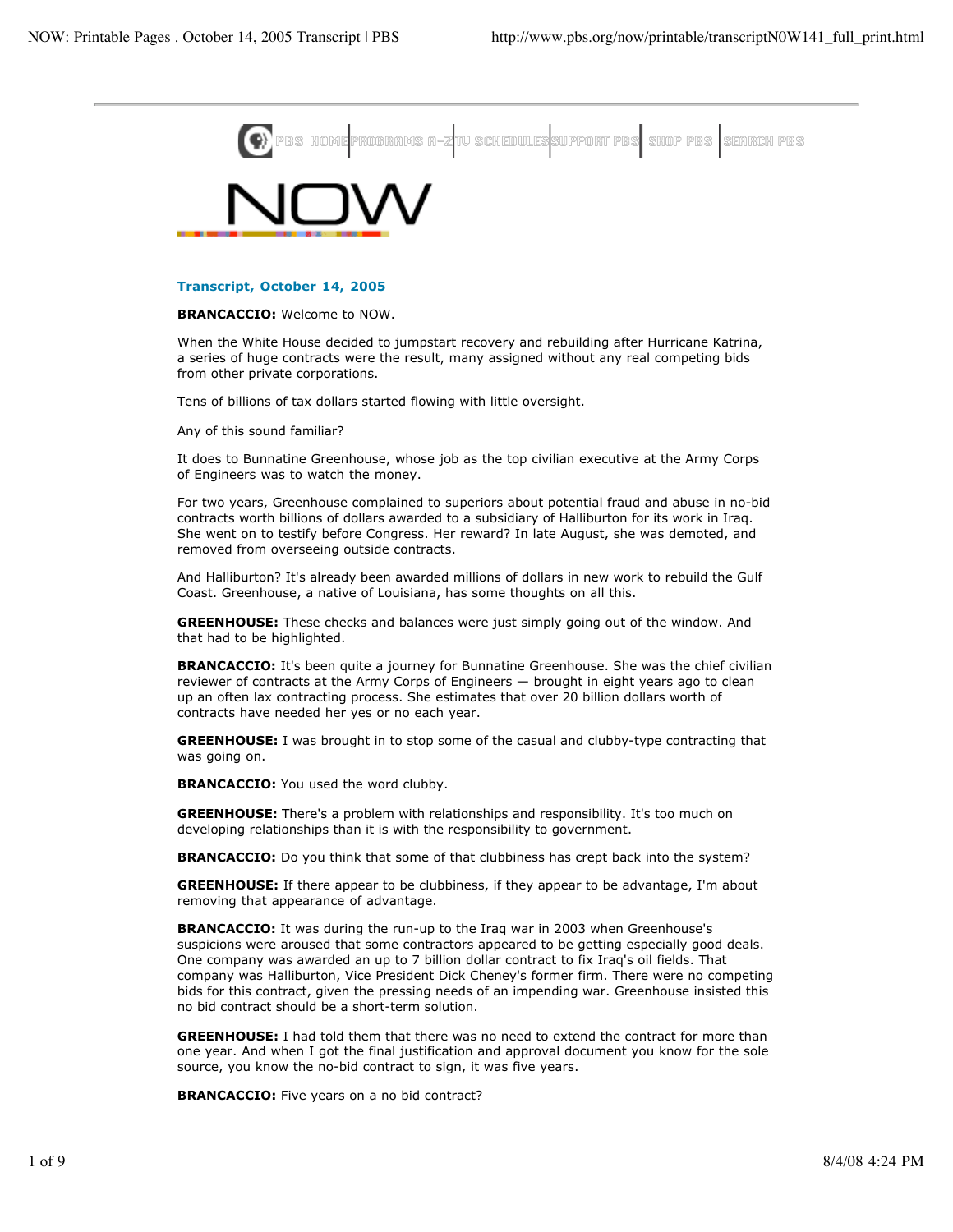# NOW

## Transcript, October 14, 2005

**BRANCACCIO:** Welcome to NOW.

When the White House decided to jumpstart recovery and rebuilding after Hurricane Katrina, a series of huge contracts were the result, many assigned without any real competing bids from other private corporations.

Tens of billions of tax dollars started flowing with little oversight.

Any of this sound familiar?

It does to Bunnatine Greenhouse, whose job as the top civilian executive at the Army Corps of Engineers was to watch the money.

For two years, Greenhouse complained to superiors about potential fraud and abuse in no-bid contracts worth billions of dollars awarded to a subsidiary of Halliburton for its work in Iraq. She went on to testify before Congress. Her reward? In late August, she was demoted, and removed from overseeing outside contracts.

And Halliburton? It's already been awarded millions of dollars in new work to rebuild the Gulf Coast. Greenhouse, a native of Louisiana, has some thoughts on all this.

**GREENHOUSE:** These checks and balances were just simply going out of the window. And that had to be highlighted.

**BRANCACCIO:** It's been quite a journey for Bunnatine Greenhouse. She was the chief civilian reviewer of contracts at the Army Corps of Engineers — brought in eight years ago to clean up an often lax contracting process. She estimates that over 20 billion dollars worth of contracts have needed her yes or no each year.

**GREENHOUSE:** I was brought in to stop some of the casual and clubby-type contracting that was going on.

**BRANCACCIO:** You used the word clubby.

**GREENHOUSE:** There's a problem with relationships and responsibility. It's too much on developing relationships than it is with the responsibility to government.

**BRANCACCIO:** Do you think that some of that clubbiness has crept back into the system?

**GREENHOUSE:** If there appear to be clubbiness, if they appear to be advantage, I'm about removing that appearance of advantage.

**BRANCACCIO:** It was during the run-up to the Iraq war in 2003 when Greenhouse's suspicions were aroused that some contractors appeared to be getting especially good deals. One company was awarded an up to 7 billion dollar contract to fix Iraq's oil fields. That company was Halliburton, Vice President Dick Cheney's former firm. There were no competing bids for this contract, given the pressing needs of an impending war. Greenhouse insisted this no bid contract should be a short-term solution.

**GREENHOUSE:** I had told them that there was no need to extend the contract for more than one year. And when I got the final justification and approval document you know for the sole source, you know the no-bid contract to sign, it was five years.

**BRANCACCIO:** Five years on a no bid contract?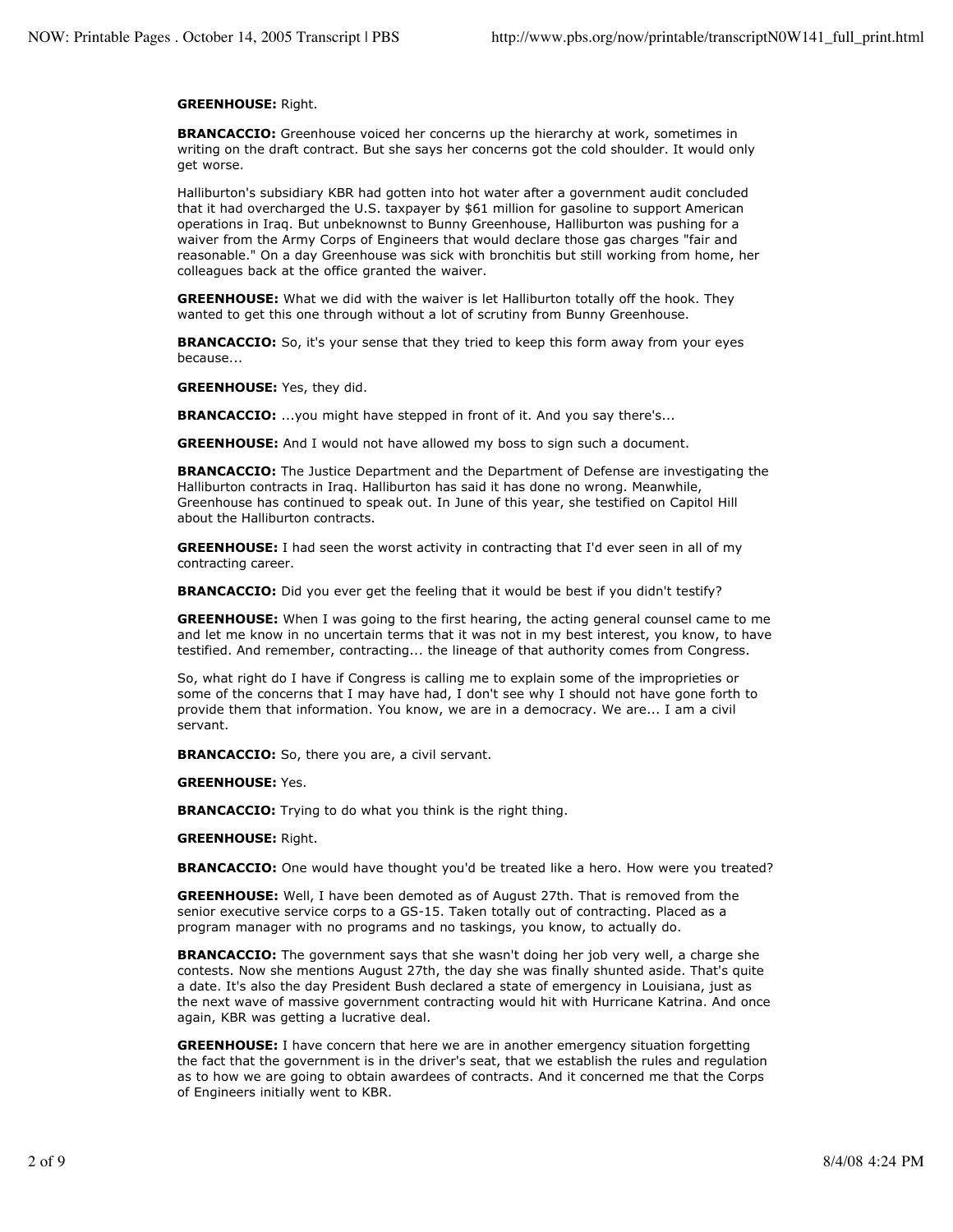**GREENHOUSE:** Right.

**BRANCACCIO:** Greenhouse voiced her concerns up the hierarchy at work, sometimes in writing on the draft contract. But she says her concerns got the cold shoulder. It would only get worse.

Halliburton's subsidiary KBR had gotten into hot water after a government audit concluded that it had overcharged the U.S. taxpayer by $61 million for gasoline to support American operations in Iraq. But unbeknownst to Bunny Greenhouse, Halliburton was pushing for a waiver from the Army Corps of Engineers that would declare those gas charges "fair and reasonable." On a day Greenhouse was sick with bronchitis but still working from home, her colleagues back at the office granted the waiver.

**GREENHOUSE:** What we did with the waiver is let Halliburton totally off the hook. They wanted to get this one through without a lot of scrutiny from Bunny Greenhouse.

**BRANCACCIO:** So, it's your sense that they tried to keep this form away from your eyes because...

**GREENHOUSE:** Yes, they did.

**BRANCACCIO:** ...you might have stepped in front of it. And you say there's...

**GREENHOUSE:** And I would not have allowed my boss to sign such a document.

**BRANCACCIO:** The Justice Department and the Department of Defense are investigating the Halliburton contracts in Iraq. Halliburton has said it has done no wrong. Meanwhile, Greenhouse has continued to speak out. In June of this year, she testified on Capitol Hill about the Halliburton contracts.

**GREENHOUSE:** I had seen the worst activity in contracting that I'd ever seen in all of my contracting career.

**BRANCACCIO:** Did you ever get the feeling that it would be best if you didn't testify?

**GREENHOUSE:** When I was going to the first hearing, the acting general counsel came to me and let me know in no uncertain terms that it was not in my best interest, you know, to have testified. And remember, contracting... the lineage of that authority comes from Congress.

So, what right do I have if Congress is calling me to explain some of the improprieties or some of the concerns that I may have had, I don't see why I should not have gone forth to provide them that information. You know, we are in a democracy. We are... I am a civil servant.

**BRANCACCIO:** So, there you are, a civil servant.

**GREENHOUSE:** Yes.

**BRANCACCIO:** Trying to do what you think is the right thing.

**GREENHOUSE:** Right.

**BRANCACCIO:** One would have thought you'd be treated like a hero. How were you treated?

**GREENHOUSE:** Well, I have been demoted as of August 27th. That is removed from the senior executive service corps to a GS-15. Taken totally out of contracting. Placed as a program manager with no programs and no taskings, you know, to actually do.

**BRANCACCIO:** The government says that she wasn't doing her job very well, a charge she contests. Now she mentions August 27th, the day she was finally shunted aside. That's quite a date. It's also the day President Bush declared a state of emergency in Louisiana, just as the next wave of massive government contracting would hit with Hurricane Katrina. And once again, KBR was getting a lucrative deal.

**GREENHOUSE:** I have concern that here we are in another emergency situation forgetting the fact that the government is in the driver's seat, that we establish the rules and regulation as to how we are going to obtain awardees of contracts. And it concerned me that the Corps of Engineers initially went to KBR.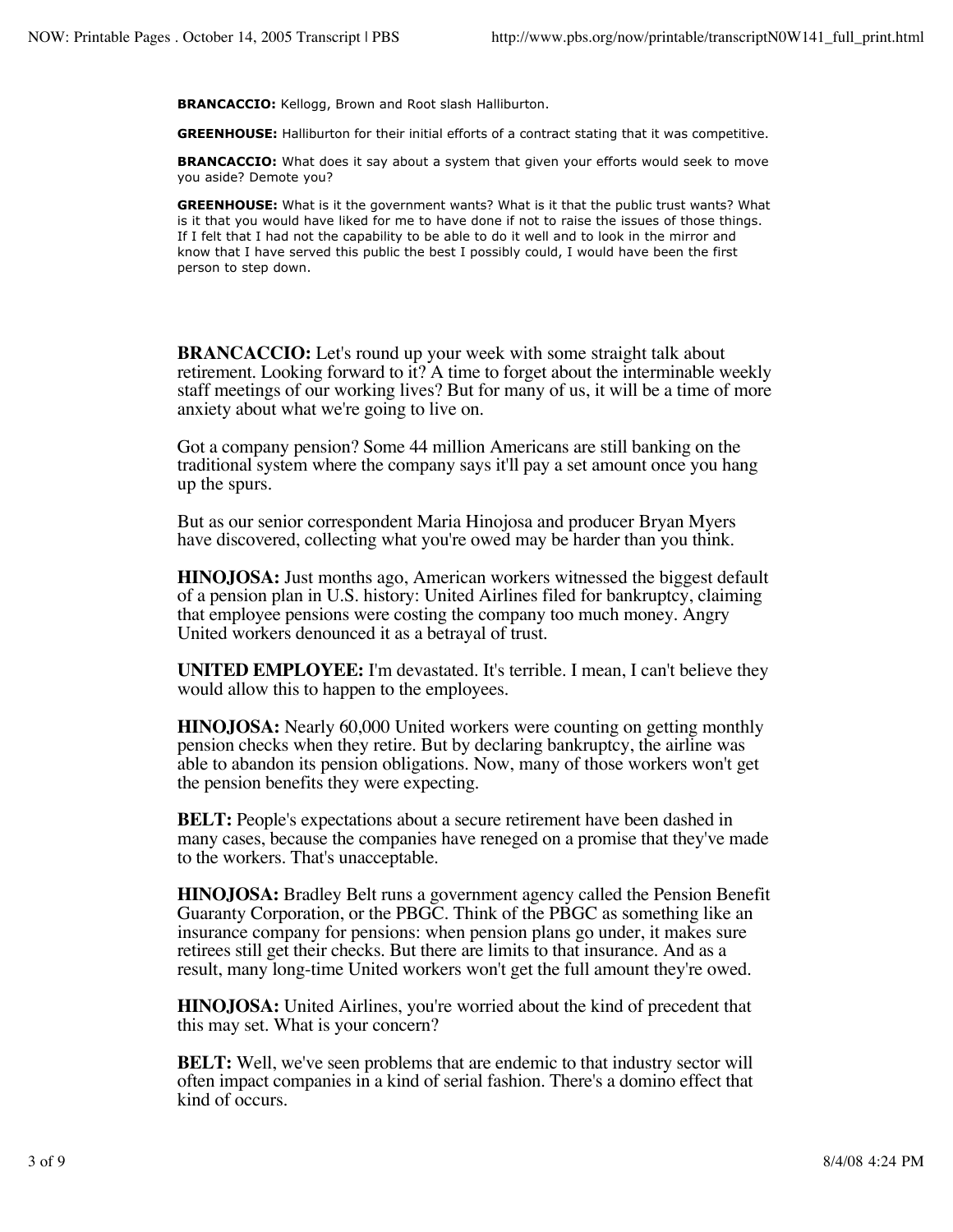**BRANCACCIO:** Kellogg, Brown and Root slash Halliburton.

**GREENHOUSE:** Halliburton for their initial efforts of a contract stating that it was competitive.

**BRANCACCIO:** What does it say about a system that given your efforts would seek to move you aside? Demote you?

**GREENHOUSE:** What is it the government wants? What is it that the public trust wants? What is it that you would have liked for me to have done if not to raise the issues of those things. If I felt that I had not the capability to be able to do it well and to look in the mirror and know that I have served this public the best I possibly could, I would have been the first person to step down.

**BRANCACCIO:** Let's round up your week with some straight talk about retirement. Looking forward to it? A time to forget about the interminable weekly staff meetings of our working lives? But for many of us, it will be a time of more anxiety about what we're going to live on.

Got a company pension? Some 44 million Americans are still banking on the traditional system where the company says it'll pay a set amount once you hang up the spurs.

But as our senior correspondent Maria Hinojosa and producer Bryan Myers have discovered, collecting what you're owed may be harder than you think.

**HINOJOSA:** Just months ago, American workers witnessed the biggest default of a pension plan in U.S. history: United Airlines filed for bankruptcy, claiming that employee pensions were costing the company too much money. Angry United workers denounced it as a betrayal of trust.

**UNITED EMPLOYEE:** I'm devastated. It's terrible. I mean, I can't believe they would allow this to happen to the employees.

**HINOJOSA:** Nearly 60,000 United workers were counting on getting monthly pension checks when they retire. But by declaring bankruptcy, the airline was able to abandon its pension obligations. Now, many of those workers won't get the pension benefits they were expecting.

**BELT:** People's expectations about a secure retirement have been dashed in many cases, because the companies have reneged on a promise that they've made to the workers. That's unacceptable.

**HINOJOSA:** Bradley Belt runs a government agency called the Pension Benefit Guaranty Corporation, or the PBGC. Think of the PBGC as something like an insurance company for pensions: when pension plans go under, it makes sure retirees still get their checks. But there are limits to that insurance. And as a result, many long-time United workers won't get the full amount they're owed.

**HINOJOSA:** United Airlines, you're worried about the kind of precedent that this may set. What is your concern?

**BELT:** Well, we've seen problems that are endemic to that industry sector will often impact companies in a kind of serial fashion. There's a domino effect that kind of occurs.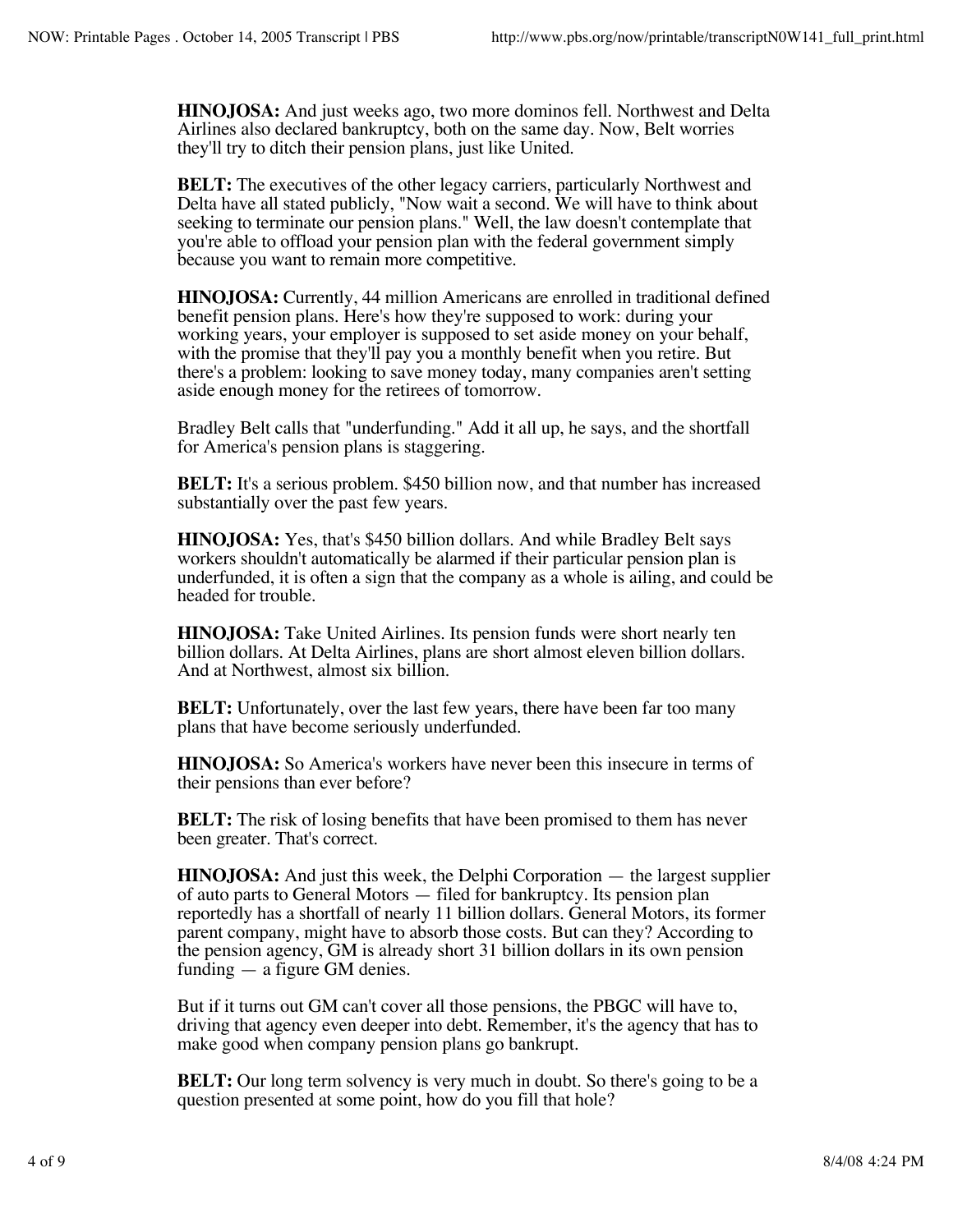**HINOJOSA:** And just weeks ago, two more dominos fell. Northwest and Delta Airlines also declared bankruptcy, both on the same day. Now, Belt worries they'll try to ditch their pension plans, just like United.

**BELT:** The executives of the other legacy carriers, particularly Northwest and Delta have all stated publicly, "Now wait a second. We will have to think about seeking to terminate our pension plans." Well, the law doesn't contemplate that you're able to offload your pension plan with the federal government simply because you want to remain more competitive.

**HINOJOSA:** Currently, 44 million Americans are enrolled in traditional defined benefit pension plans. Here's how they're supposed to work: during your working years, your employer is supposed to set aside money on your behalf, with the promise that they'll pay you a monthly benefit when you retire. But there's a problem: looking to save money today, many companies aren't setting aside enough money for the retirees of tomorrow.

Bradley Belt calls that "underfunding." Add it all up, he says, and the shortfall for America's pension plans is staggering.

**BELT:** It's a serious problem. $450 billion now, and that number has increased substantially over the past few years.

**HINOJOSA:** Yes, that's $450 billion dollars. And while Bradley Belt says workers shouldn't automatically be alarmed if their particular pension plan is underfunded, it is often a sign that the company as a whole is ailing, and could be headed for trouble.

**HINOJOSA:** Take United Airlines. Its pension funds were short nearly ten billion dollars. At Delta Airlines, plans are short almost eleven billion dollars. And at Northwest, almost six billion.

**BELT:** Unfortunately, over the last few years, there have been far too many plans that have become seriously underfunded.

**HINOJOSA:** So America's workers have never been this insecure in terms of their pensions than ever before?

**BELT:** The risk of losing benefits that have been promised to them has never been greater. That's correct.

**HINOJOSA:** And just this week, the Delphi Corporation — the largest supplier of auto parts to General Motors — filed for bankruptcy. Its pension plan reportedly has a shortfall of nearly 11 billion dollars. General Motors, its former parent company, might have to absorb those costs. But can they? According to the pension agency, GM is already short 31 billion dollars in its own pension funding — a figure GM denies.

But if it turns out GM can't cover all those pensions, the PBGC will have to, driving that agency even deeper into debt. Remember, it's the agency that has to make good when company pension plans go bankrupt.

**BELT:** Our long term solvency is very much in doubt. So there's going to be a question presented at some point, how do you fill that hole?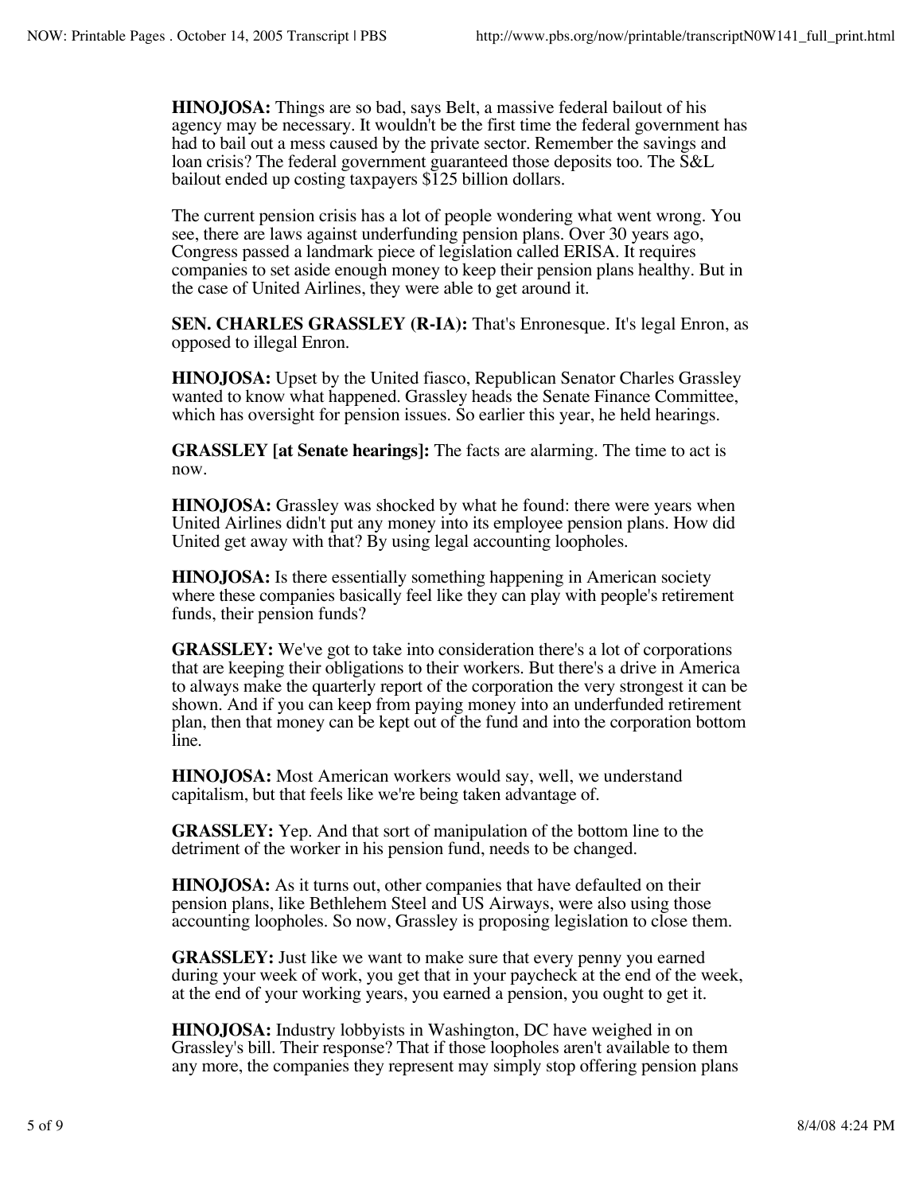**HINOJOSA:** Things are so bad, says Belt, a massive federal bailout of his agency may be necessary. It wouldn't be the first time the federal government has had to bail out a mess caused by the private sector. Remember the savings and loan crisis? The federal government guaranteed those deposits too. The S&L bailout ended up costing taxpayers $125 billion dollars.

The current pension crisis has a lot of people wondering what went wrong. You see, there are laws against underfunding pension plans. Over 30 years ago, Congress passed a landmark piece of legislation called ERISA. It requires companies to set aside enough money to keep their pension plans healthy. But in the case of United Airlines, they were able to get around it.

**SEN. CHARLES GRASSLEY (R-IA):** That's Enronesque. It's legal Enron, as opposed to illegal Enron.

**HINOJOSA:** Upset by the United fiasco, Republican Senator Charles Grassley wanted to know what happened. Grassley heads the Senate Finance Committee, which has oversight for pension issues. So earlier this year, he held hearings.

**GRASSLEY [at Senate hearings]:** The facts are alarming. The time to act is now.

**HINOJOSA:** Grassley was shocked by what he found: there were years when United Airlines didn't put any money into its employee pension plans. How did United get away with that? By using legal accounting loopholes.

**HINOJOSA:** Is there essentially something happening in American society where these companies basically feel like they can play with people's retirement funds, their pension funds?

**GRASSLEY:** We've got to take into consideration there's a lot of corporations that are keeping their obligations to their workers. But there's a drive in America to always make the quarterly report of the corporation the very strongest it can be shown. And if you can keep from paying money into an underfunded retirement plan, then that money can be kept out of the fund and into the corporation bottom line.

**HINOJOSA:** Most American workers would say, well, we understand capitalism, but that feels like we're being taken advantage of.

**GRASSLEY:** Yep. And that sort of manipulation of the bottom line to the detriment of the worker in his pension fund, needs to be changed.

**HINOJOSA:** As it turns out, other companies that have defaulted on their pension plans, like Bethlehem Steel and US Airways, were also using those accounting loopholes. So now, Grassley is proposing legislation to close them.

**GRASSLEY:** Just like we want to make sure that every penny you earned during your week of work, you get that in your paycheck at the end of the week, at the end of your working years, you earned a pension, you ought to get it.

**HINOJOSA:** Industry lobbyists in Washington, DC have weighed in on Grassley's bill. Their response? That if those loopholes aren't available to them any more, the companies they represent may simply stop offering pension plans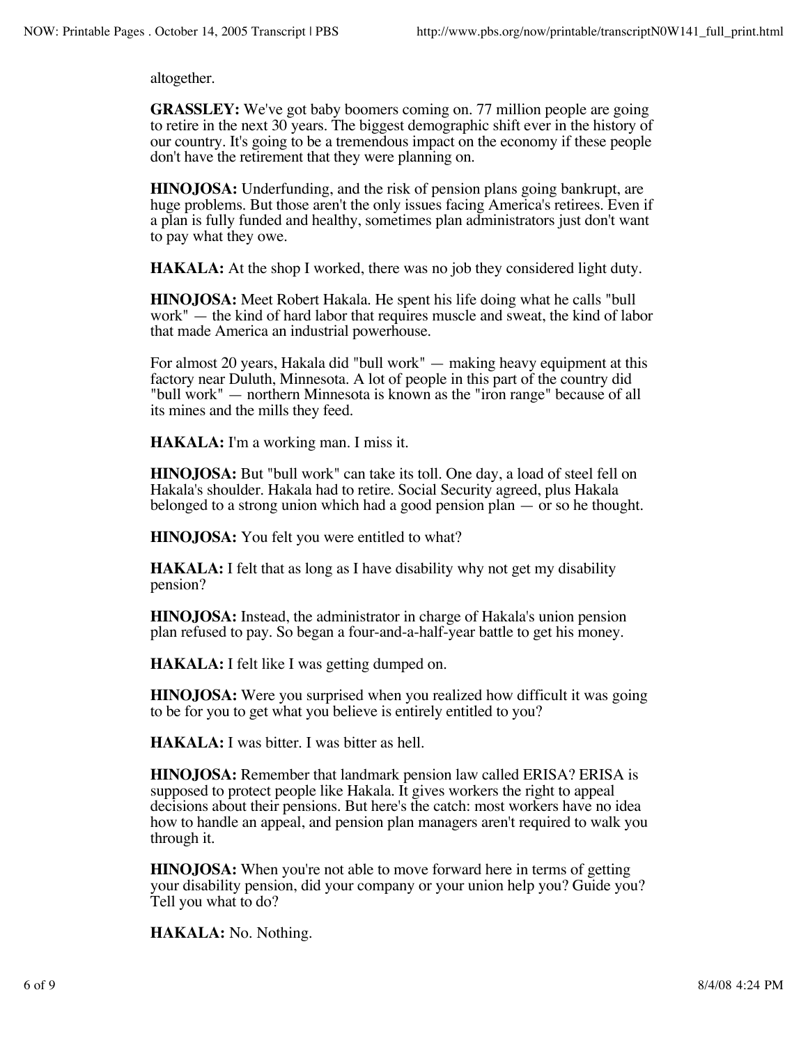altogether.

**GRASSLEY:** We've got baby boomers coming on. 77 million people are going to retire in the next 30 years. The biggest demographic shift ever in the history of our country. It's going to be a tremendous impact on the economy if these people don't have the retirement that they were planning on.

**HINOJOSA:** Underfunding, and the risk of pension plans going bankrupt, are huge problems. But those aren't the only issues facing America's retirees. Even if a plan is fully funded and healthy, sometimes plan administrators just don't want to pay what they owe.

**HAKALA:** At the shop I worked, there was no job they considered light duty.

**HINOJOSA:** Meet Robert Hakala. He spent his life doing what he calls "bull work" — the kind of hard labor that requires muscle and sweat, the kind of labor that made America an industrial powerhouse.

For almost 20 years, Hakala did "bull work" — making heavy equipment at this factory near Duluth, Minnesota. A lot of people in this part of the country did "bull work" — northern Minnesota is known as the "iron range" because of all its mines and the mills they feed.

**HAKALA:** I'm a working man. I miss it.

**HINOJOSA:** But "bull work" can take its toll. One day, a load of steel fell on Hakala's shoulder. Hakala had to retire. Social Security agreed, plus Hakala belonged to a strong union which had a good pension plan — or so he thought.

**HINOJOSA:** You felt you were entitled to what?

**HAKALA:** I felt that as long as I have disability why not get my disability pension?

**HINOJOSA:** Instead, the administrator in charge of Hakala's union pension plan refused to pay. So began a four-and-a-half-year battle to get his money.

**HAKALA:** I felt like I was getting dumped on.

**HINOJOSA:** Were you surprised when you realized how difficult it was going to be for you to get what you believe is entirely entitled to you?

**HAKALA:** I was bitter. I was bitter as hell.

**HINOJOSA:** Remember that landmark pension law called ERISA? ERISA is supposed to protect people like Hakala. It gives workers the right to appeal decisions about their pensions. But here's the catch: most workers have no idea how to handle an appeal, and pension plan managers aren't required to walk you through it.

**HINOJOSA:** When you're not able to move forward here in terms of getting your disability pension, did your company or your union help you? Guide you? Tell you what to do?

**HAKALA:** No. Nothing.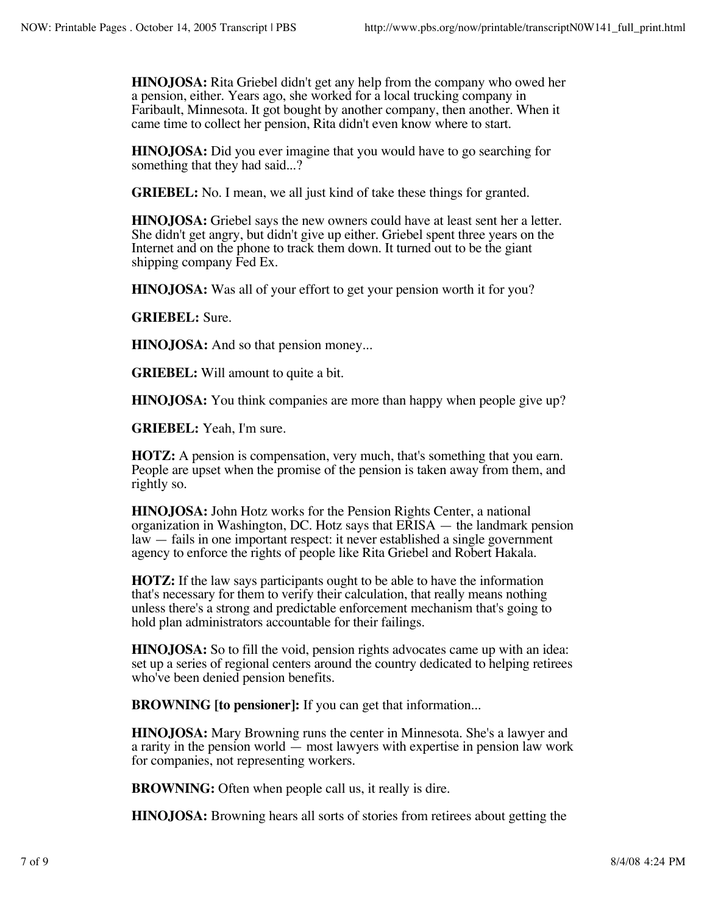**HINOJOSA:** Rita Griebel didn't get any help from the company who owed her a pension, either. Years ago, she worked for a local trucking company in Faribault, Minnesota. It got bought by another company, then another. When it came time to collect her pension, Rita didn't even know where to start.

**HINOJOSA:** Did you ever imagine that you would have to go searching for something that they had said...?

**GRIEBEL:** No. I mean, we all just kind of take these things for granted.

**HINOJOSA:** Griebel says the new owners could have at least sent her a letter. She didn't get angry, but didn't give up either. Griebel spent three years on the Internet and on the phone to track them down. It turned out to be the giant shipping company Fed Ex.

**HINOJOSA:** Was all of your effort to get your pension worth it for you?

**GRIEBEL:** Sure.

**HINOJOSA:** And so that pension money...

**GRIEBEL:** Will amount to quite a bit.

**HINOJOSA:** You think companies are more than happy when people give up?

**GRIEBEL:** Yeah, I'm sure.

**HOTZ:** A pension is compensation, very much, that's something that you earn. People are upset when the promise of the pension is taken away from them, and rightly so.

**HINOJOSA:** John Hotz works for the Pension Rights Center, a national organization in Washington, DC. Hotz says that ERISA — the landmark pension law — fails in one important respect: it never established a single government agency to enforce the rights of people like Rita Griebel and Robert Hakala.

**HOTZ:** If the law says participants ought to be able to have the information that's necessary for them to verify their calculation, that really means nothing unless there's a strong and predictable enforcement mechanism that's going to hold plan administrators accountable for their failings.

**HINOJOSA:** So to fill the void, pension rights advocates came up with an idea: set up a series of regional centers around the country dedicated to helping retirees who've been denied pension benefits.

**BROWNING [to pensioner]:** If you can get that information...

**HINOJOSA:** Mary Browning runs the center in Minnesota. She's a lawyer and a rarity in the pension world — most lawyers with expertise in pension law work for companies, not representing workers.

**BROWNING:** Often when people call us, it really is dire.

**HINOJOSA:** Browning hears all sorts of stories from retirees about getting the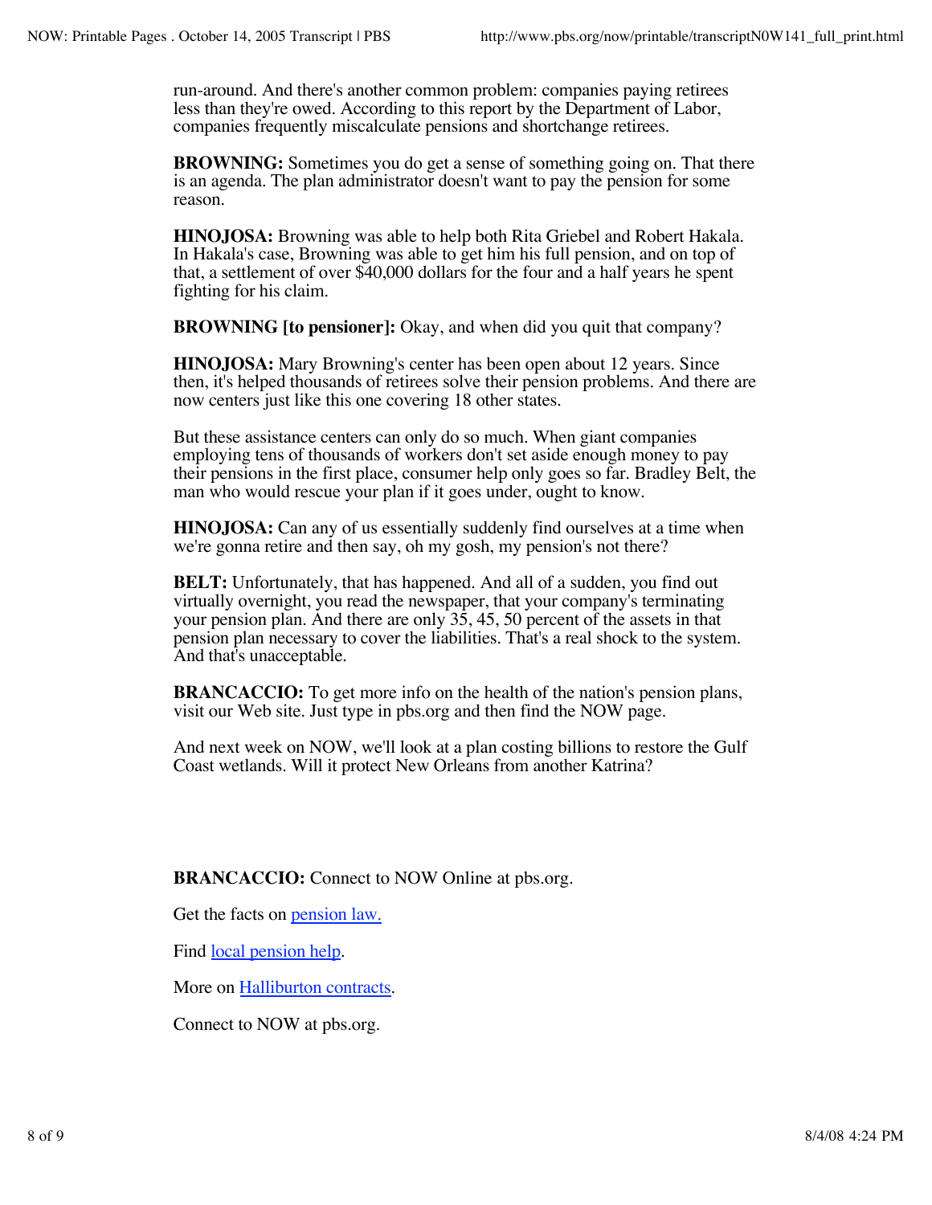run-around. And there's another common problem: companies paying retirees less than they're owed. According to this report by the Department of Labor, companies frequently miscalculate pensions and shortchange retirees.

**BROWNING:** Sometimes you do get a sense of something going on. That there is an agenda. The plan administrator doesn't want to pay the pension for some reason.

**HINOJOSA:** Browning was able to help both Rita Griebel and Robert Hakala. In Hakala's case, Browning was able to get him his full pension, and on top of that, a settlement of over $40,000 dollars for the four and a half years he spent fighting for his claim.

**BROWNING [to pensioner]:** Okay, and when did you quit that company?

**HINOJOSA:** Mary Browning's center has been open about 12 years. Since then, it's helped thousands of retirees solve their pension problems. And there are now centers just like this one covering 18 other states.

But these assistance centers can only do so much. When giant companies employing tens of thousands of workers don't set aside enough money to pay their pensions in the first place, consumer help only goes so far. Bradley Belt, the man who would rescue your plan if it goes under, ought to know.

**HINOJOSA:** Can any of us essentially suddenly find ourselves at a time when we're gonna retire and then say, oh my gosh, my pension's not there?

**BELT:** Unfortunately, that has happened. And all of a sudden, you find out virtually overnight, you read the newspaper, that your company's terminating your pension plan. And there are only 35, 45, 50 percent of the assets in that pension plan necessary to cover the liabilities. That's a real shock to the system. And that's unacceptable.

**BRANCACCIO:** To get more info on the health of the nation's pension plans, visit our Web site. Just type in pbs.org and then find the NOW page.

And next week on NOW, we'll look at a plan costing billions to restore the Gulf Coast wetlands. Will it protect New Orleans from another Katrina?

**BRANCACCIO:** Connect to NOW Online at pbs.org.

Get the facts on pension law.

Find local pension help.

More on Halliburton contracts.

Connect to NOW at pbs.org.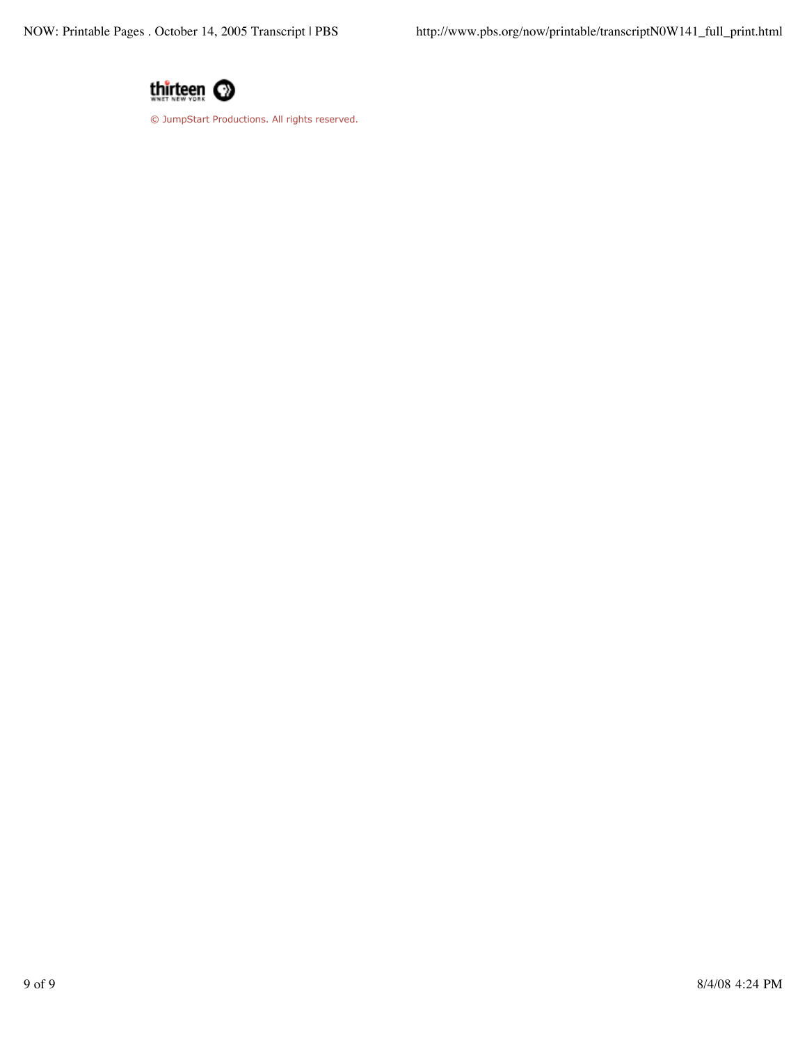thirteen
WNET NEW YORK

© JumpStart Productions. All rights reserved.